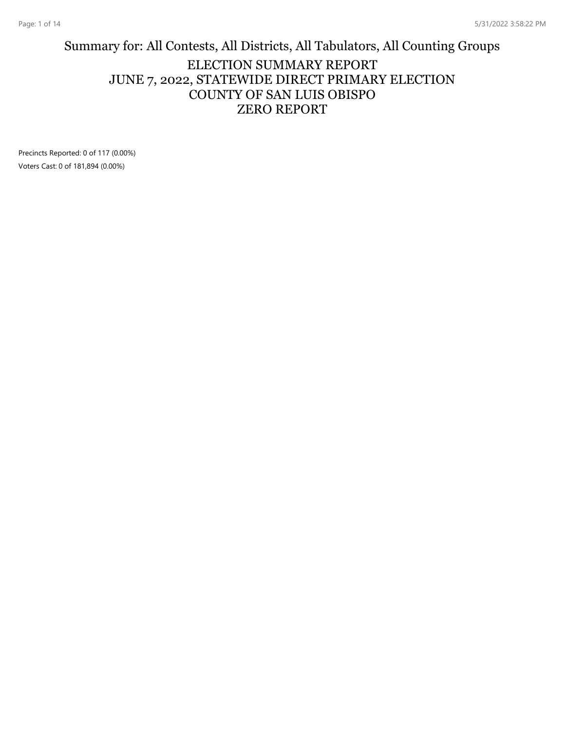# Summary for: All Contests, All Districts, All Tabulators, All Counting Groups

## ELECTION SUMMARY REPORT
## JUNE 7, 2022, STATEWIDE DIRECT PRIMARY ELECTION
## COUNTY OF SAN LUIS OBISPO
## ZERO REPORT

Precincts Reported: 0 of 117 (0.00%)

Voters Cast: 0 of 181,894 (0.00%)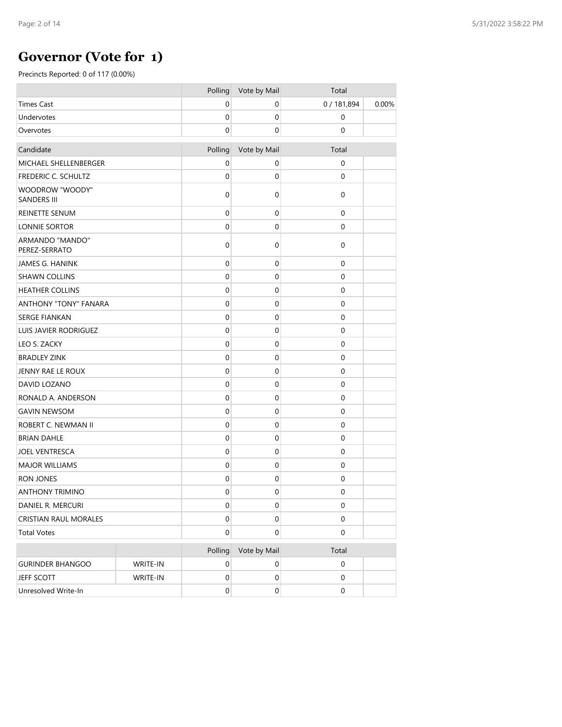# Governor (Vote for 1)

Precincts Reported: 0 of 117 (0.00%)

| | Polling | Vote by Mail | Total | |
|---|---|---|---|---|
| Times Cast | 0 | 0 | 0 / 181,894 | 0.00% |
| Undervotes | 0 | 0 | 0 | |
| Overvotes | 0 | 0 | 0 | |

| Candidate | Polling | Vote by Mail | Total | |
|---|---|---|---|---|
| MICHAEL SHELLENBERGER | 0 | 0 | 0 | |
| FREDERIC C. SCHULTZ | 0 | 0 | 0 | |
| WOODROW "WOODY" SANDERS III | 0 | 0 | 0 | |
| REINETTE SENUM | 0 | 0 | 0 | |
| LONNIE SORTOR | 0 | 0 | 0 | |
| ARMANDO "MANDO" PEREZ-SERRATO | 0 | 0 | 0 | |
| JAMES G. HANINK | 0 | 0 | 0 | |
| SHAWN COLLINS | 0 | 0 | 0 | |
| HEATHER COLLINS | 0 | 0 | 0 | |
| ANTHONY "TONY" FANARA | 0 | 0 | 0 | |
| SERGE FIANKAN | 0 | 0 | 0 | |
| LUIS JAVIER RODRIGUEZ | 0 | 0 | 0 | |
| LEO S. ZACKY | 0 | 0 | 0 | |
| BRADLEY ZINK | 0 | 0 | 0 | |
| JENNY RAE LE ROUX | 0 | 0 | 0 | |
| DAVID LOZANO | 0 | 0 | 0 | |
| RONALD A. ANDERSON | 0 | 0 | 0 | |
| GAVIN NEWSOM | 0 | 0 | 0 | |
| ROBERT C. NEWMAN II | 0 | 0 | 0 | |
| BRIAN DAHLE | 0 | 0 | 0 | |
| JOEL VENTRESCA | 0 | 0 | 0 | |
| MAJOR WILLIAMS | 0 | 0 | 0 | |
| RON JONES | 0 | 0 | 0 | |
| ANTHONY TRIMINO | 0 | 0 | 0 | |
| DANIEL R. MERCURI | 0 | 0 | 0 | |
| CRISTIAN RAUL MORALES | 0 | 0 | 0 | |
| Total Votes | 0 | 0 | 0 | |

| | | Polling | Vote by Mail | Total | |
|---|---|---|---|---|---|
| GURINDER BHANGOO | WRITE-IN | 0 | 0 | 0 | |
| JEFF SCOTT | WRITE-IN | 0 | 0 | 0 | |
| Unresolved Write-In | | 0 | 0 | 0 | |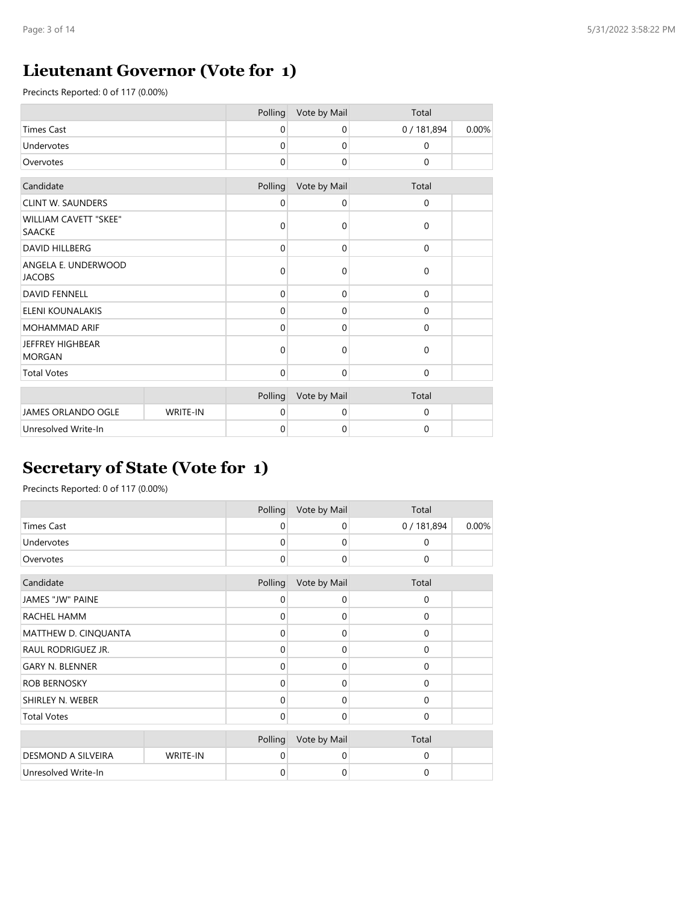## Lieutenant Governor (Vote for 1)

Precincts Reported: 0 of 117 (0.00%)

| | Polling | Vote by Mail | Total | |
|---|---|---|---|---|
| Times Cast | 0 | 0 | 0 / 181,894 | 0.00% |
| Undervotes | 0 | 0 | 0 | |
| Overvotes | 0 | 0 | 0 | |

| Candidate | Polling | Vote by Mail | Total | |
|---|---|---|---|---|
| CLINT W. SAUNDERS | 0 | 0 | 0 | |
| WILLIAM CAVETT "SKEE" SAACKE | 0 | 0 | 0 | |
| DAVID HILLBERG | 0 | 0 | 0 | |
| ANGELA E. UNDERWOOD JACOBS | 0 | 0 | 0 | |
| DAVID FENNELL | 0 | 0 | 0 | |
| ELENI KOUNALAKIS | 0 | 0 | 0 | |
| MOHAMMAD ARIF | 0 | 0 | 0 | |
| JEFFREY HIGHBEAR MORGAN | 0 | 0 | 0 | |
| Total Votes | 0 | 0 | 0 | |

| | | Polling | Vote by Mail | Total | |
|---|---|---|---|---|---|
| JAMES ORLANDO OGLE | WRITE-IN | 0 | 0 | 0 | |
| Unresolved Write-In | | 0 | 0 | 0 | |

## Secretary of State (Vote for 1)

Precincts Reported: 0 of 117 (0.00%)

| | Polling | Vote by Mail | Total | |
|---|---|---|---|---|
| Times Cast | 0 | 0 | 0 / 181,894 | 0.00% |
| Undervotes | 0 | 0 | 0 | |
| Overvotes | 0 | 0 | 0 | |

| Candidate | Polling | Vote by Mail | Total | |
|---|---|---|---|---|
| JAMES "JW" PAINE | 0 | 0 | 0 | |
| RACHEL HAMM | 0 | 0 | 0 | |
| MATTHEW D. CINQUANTA | 0 | 0 | 0 | |
| RAUL RODRIGUEZ JR. | 0 | 0 | 0 | |
| GARY N. BLENNER | 0 | 0 | 0 | |
| ROB BERNOSKY | 0 | 0 | 0 | |
| SHIRLEY N. WEBER | 0 | 0 | 0 | |
| Total Votes | 0 | 0 | 0 | |

| | | Polling | Vote by Mail | Total | |
|---|---|---|---|---|---|
| DESMOND A SILVEIRA | WRITE-IN | 0 | 0 | 0 | |
| Unresolved Write-In | | 0 | 0 | 0 | |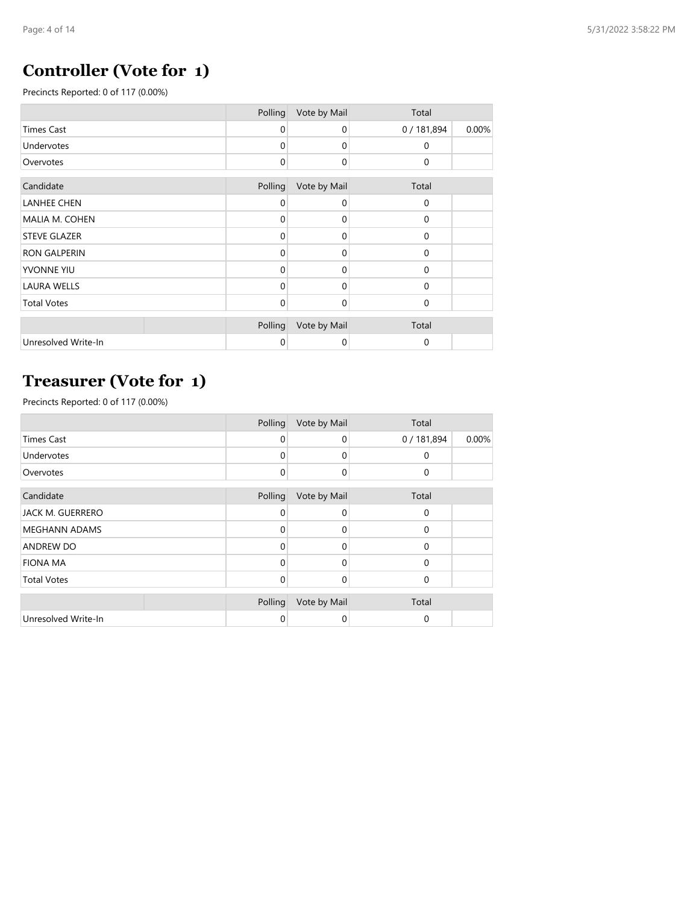## Controller (Vote for 1)

Precincts Reported: 0 of 117 (0.00%)

| | Polling | Vote by Mail | Total | |
|---|---|---|---|---|
| Times Cast | 0 | 0 | 0 / 181,894 | 0.00% |
| Undervotes | 0 | 0 | 0 | |
| Overvotes | 0 | 0 | 0 | |

| Candidate | Polling | Vote by Mail | Total | |
|---|---|---|---|---|
| LANHEE CHEN | 0 | 0 | 0 | |
| MALIA M. COHEN | 0 | 0 | 0 | |
| STEVE GLAZER | 0 | 0 | 0 | |
| RON GALPERIN | 0 | 0 | 0 | |
| YVONNE YIU | 0 | 0 | 0 | |
| LAURA WELLS | 0 | 0 | 0 | |
| Total Votes | 0 | 0 | 0 | |

| | | Polling | Vote by Mail | Total | |
|---|---|---|---|---|---|
| Unresolved Write-In | | 0 | 0 | 0 | |

## Treasurer (Vote for 1)

Precincts Reported: 0 of 117 (0.00%)

| | Polling | Vote by Mail | Total | |
|---|---|---|---|---|
| Times Cast | 0 | 0 | 0 / 181,894 | 0.00% |
| Undervotes | 0 | 0 | 0 | |
| Overvotes | 0 | 0 | 0 | |

| Candidate | Polling | Vote by Mail | Total | |
|---|---|---|---|---|
| JACK M. GUERRERO | 0 | 0 | 0 | |
| MEGHANN ADAMS | 0 | 0 | 0 | |
| ANDREW DO | 0 | 0 | 0 | |
| FIONA MA | 0 | 0 | 0 | |
| Total Votes | 0 | 0 | 0 | |

| | | Polling | Vote by Mail | Total | |
|---|---|---|---|---|---|
| Unresolved Write-In | | 0 | 0 | 0 | |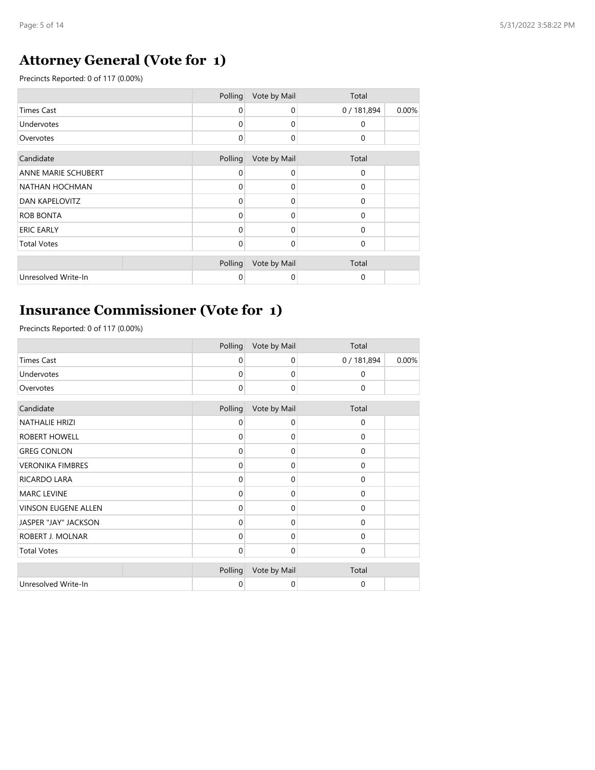## Attorney General (Vote for 1)

Precincts Reported: 0 of 117 (0.00%)

| | Polling | Vote by Mail | Total | |
|---|---|---|---|---|
| Times Cast | 0 | 0 | 0 / 181,894 | 0.00% |
| Undervotes | 0 | 0 | 0 | |
| Overvotes | 0 | 0 | 0 | |

| Candidate | Polling | Vote by Mail | Total | |
|---|---|---|---|---|
| ANNE MARIE SCHUBERT | 0 | 0 | 0 | |
| NATHAN HOCHMAN | 0 | 0 | 0 | |
| DAN KAPELOVITZ | 0 | 0 | 0 | |
| ROB BONTA | 0 | 0 | 0 | |
| ERIC EARLY | 0 | 0 | 0 | |
| Total Votes | 0 | 0 | 0 | |

| | Polling | Vote by Mail | Total | |
|---|---|---|---|---|
| Unresolved Write-In | 0 | 0 | 0 | |

## Insurance Commissioner (Vote for 1)

Precincts Reported: 0 of 117 (0.00%)

| | Polling | Vote by Mail | Total | |
|---|---|---|---|---|
| Times Cast | 0 | 0 | 0 / 181,894 | 0.00% |
| Undervotes | 0 | 0 | 0 | |
| Overvotes | 0 | 0 | 0 | |

| Candidate | Polling | Vote by Mail | Total | |
|---|---|---|---|---|
| NATHALIE HRIZI | 0 | 0 | 0 | |
| ROBERT HOWELL | 0 | 0 | 0 | |
| GREG CONLON | 0 | 0 | 0 | |
| VERONIKA FIMBRES | 0 | 0 | 0 | |
| RICARDO LARA | 0 | 0 | 0 | |
| MARC LEVINE | 0 | 0 | 0 | |
| VINSON EUGENE ALLEN | 0 | 0 | 0 | |
| JASPER "JAY" JACKSON | 0 | 0 | 0 | |
| ROBERT J. MOLNAR | 0 | 0 | 0 | |
| Total Votes | 0 | 0 | 0 | |

| | Polling | Vote by Mail | Total | |
|---|---|---|---|---|
| Unresolved Write-In | 0 | 0 | 0 | |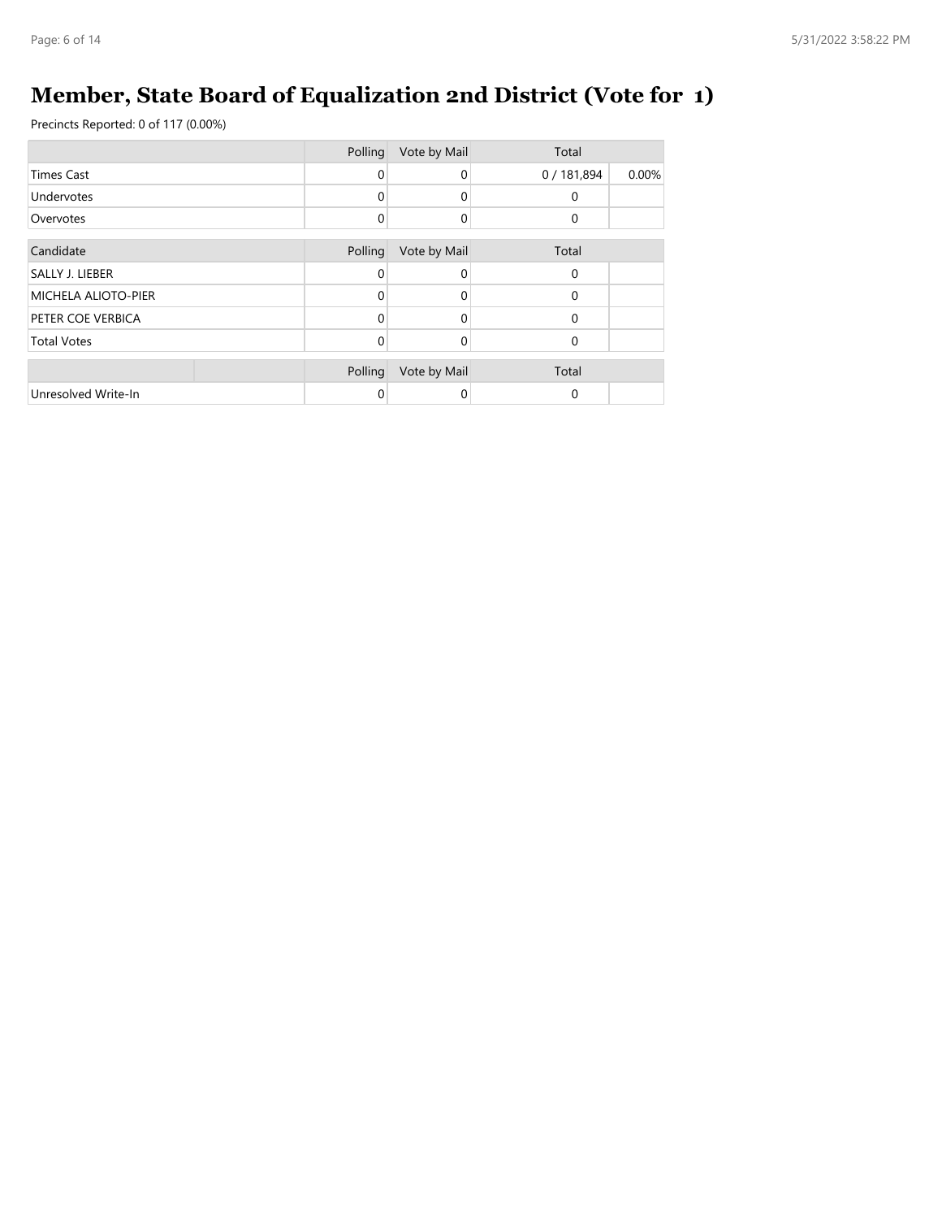# Member, State Board of Equalization 2nd District (Vote for 1)

Precincts Reported: 0 of 117 (0.00%)

| | Polling | Vote by Mail | Total | |
|---|---|---|---|---|
| Times Cast | 0 | 0 | 0 / 181,894 | 0.00% |
| Undervotes | 0 | 0 | 0 | |
| Overvotes | 0 | 0 | 0 | |

| Candidate | Polling | Vote by Mail | Total | |
|---|---|---|---|---|
| SALLY J. LIEBER | 0 | 0 | 0 | |
| MICHELA ALIOTO-PIER | 0 | 0 | 0 | |
| PETER COE VERBICA | 0 | 0 | 0 | |
| Total Votes | 0 | 0 | 0 | |

| | | Polling | Vote by Mail | Total | |
|---|---|---|---|---|---|
| Unresolved Write-In | | 0 | 0 | 0 | |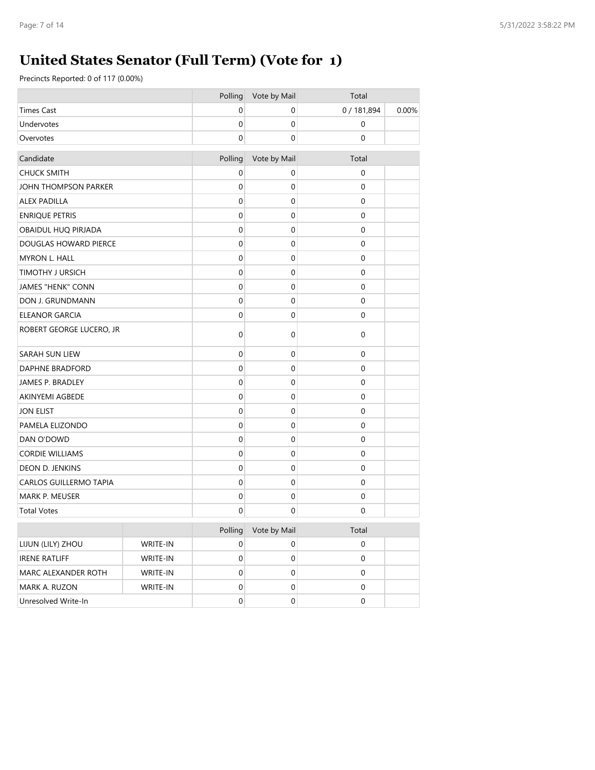# United States Senator (Full Term) (Vote for 1)

Precincts Reported: 0 of 117 (0.00%)

| | Polling | Vote by Mail | Total | |
|---|---|---|---|---|
| Times Cast | 0 | 0 | 0 / 181,894 | 0.00% |
| Undervotes | 0 | 0 | 0 | |
| Overvotes | 0 | 0 | 0 | |

| Candidate | Polling | Vote by Mail | Total | |
|---|---|---|---|---|
| CHUCK SMITH | 0 | 0 | 0 | |
| JOHN THOMPSON PARKER | 0 | 0 | 0 | |
| ALEX PADILLA | 0 | 0 | 0 | |
| ENRIQUE PETRIS | 0 | 0 | 0 | |
| OBAIDUL HUQ PIRJADA | 0 | 0 | 0 | |
| DOUGLAS HOWARD PIERCE | 0 | 0 | 0 | |
| MYRON L. HALL | 0 | 0 | 0 | |
| TIMOTHY J URSICH | 0 | 0 | 0 | |
| JAMES "HENK" CONN | 0 | 0 | 0 | |
| DON J. GRUNDMANN | 0 | 0 | 0 | |
| ELEANOR GARCIA | 0 | 0 | 0 | |
| ROBERT GEORGE LUCERO, JR | 0 | 0 | 0 | |
| SARAH SUN LIEW | 0 | 0 | 0 | |
| DAPHNE BRADFORD | 0 | 0 | 0 | |
| JAMES P. BRADLEY | 0 | 0 | 0 | |
| AKINYEMI AGBEDE | 0 | 0 | 0 | |
| JON ELIST | 0 | 0 | 0 | |
| PAMELA ELIZONDO | 0 | 0 | 0 | |
| DAN O'DOWD | 0 | 0 | 0 | |
| CORDIE WILLIAMS | 0 | 0 | 0 | |
| DEON D. JENKINS | 0 | 0 | 0 | |
| CARLOS GUILLERMO TAPIA | 0 | 0 | 0 | |
| MARK P. MEUSER | 0 | 0 | 0 | |
| Total Votes | 0 | 0 | 0 | |

| | | Polling | Vote by Mail | Total | |
|---|---|---|---|---|---|
| LIJUN (LILY) ZHOU | WRITE-IN | 0 | 0 | 0 | |
| IRENE RATLIFF | WRITE-IN | 0 | 0 | 0 | |
| MARC ALEXANDER ROTH | WRITE-IN | 0 | 0 | 0 | |
| MARK A. RUZON | WRITE-IN | 0 | 0 | 0 | |
| Unresolved Write-In | | 0 | 0 | 0 | |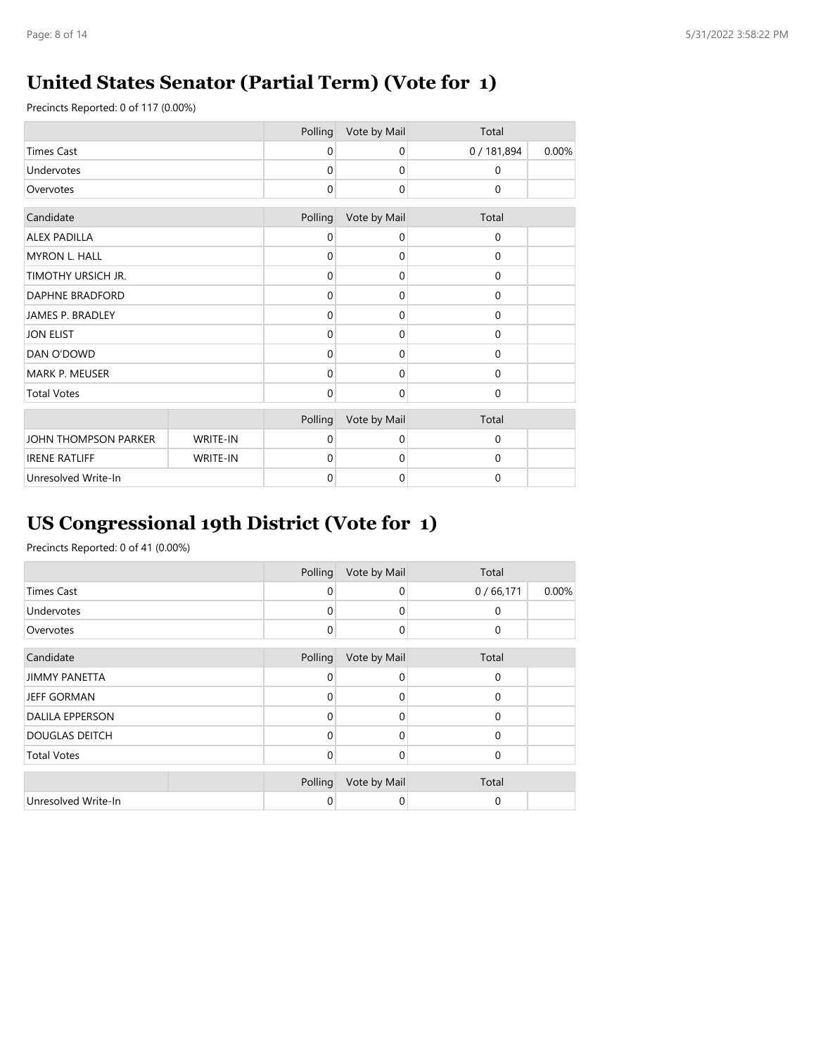## United States Senator (Partial Term) (Vote for 1)

Precincts Reported: 0 of 117 (0.00%)

| | | Polling | Vote by Mail | Total | |
|---|---|---|---|---|---|
| Times Cast | | 0 | 0 | 0 / 181,894 | 0.00% |
| Undervotes | | 0 | 0 | 0 | |
| Overvotes | | 0 | 0 | 0 | |

| Candidate | Polling | Vote by Mail | Total | |
|---|---|---|---|---|
| ALEX PADILLA | 0 | 0 | 0 | |
| MYRON L. HALL | 0 | 0 | 0 | |
| TIMOTHY URSICH JR. | 0 | 0 | 0 | |
| DAPHNE BRADFORD | 0 | 0 | 0 | |
| JAMES P. BRADLEY | 0 | 0 | 0 | |
| JON ELIST | 0 | 0 | 0 | |
| DAN O'DOWD | 0 | 0 | 0 | |
| MARK P. MEUSER | 0 | 0 | 0 | |
| Total Votes | 0 | 0 | 0 | |

| | | Polling | Vote by Mail | Total | |
|---|---|---|---|---|---|
| JOHN THOMPSON PARKER | WRITE-IN | 0 | 0 | 0 | |
| IRENE RATLIFF | WRITE-IN | 0 | 0 | 0 | |
| Unresolved Write-In | | 0 | 0 | 0 | |

## US Congressional 19th District (Vote for 1)

Precincts Reported: 0 of 41 (0.00%)

| | Polling | Vote by Mail | Total | |
|---|---|---|---|---|
| Times Cast | 0 | 0 | 0 / 66,171 | 0.00% |
| Undervotes | 0 | 0 | 0 | |
| Overvotes | 0 | 0 | 0 | |

| Candidate | Polling | Vote by Mail | Total | |
|---|---|---|---|---|
| JIMMY PANETTA | 0 | 0 | 0 | |
| JEFF GORMAN | 0 | 0 | 0 | |
| DALILA EPPERSON | 0 | 0 | 0 | |
| DOUGLAS DEITCH | 0 | 0 | 0 | |
| Total Votes | 0 | 0 | 0 | |

| | | Polling | Vote by Mail | Total | |
|---|---|---|---|---|---|
| Unresolved Write-In | | 0 | 0 | 0 | |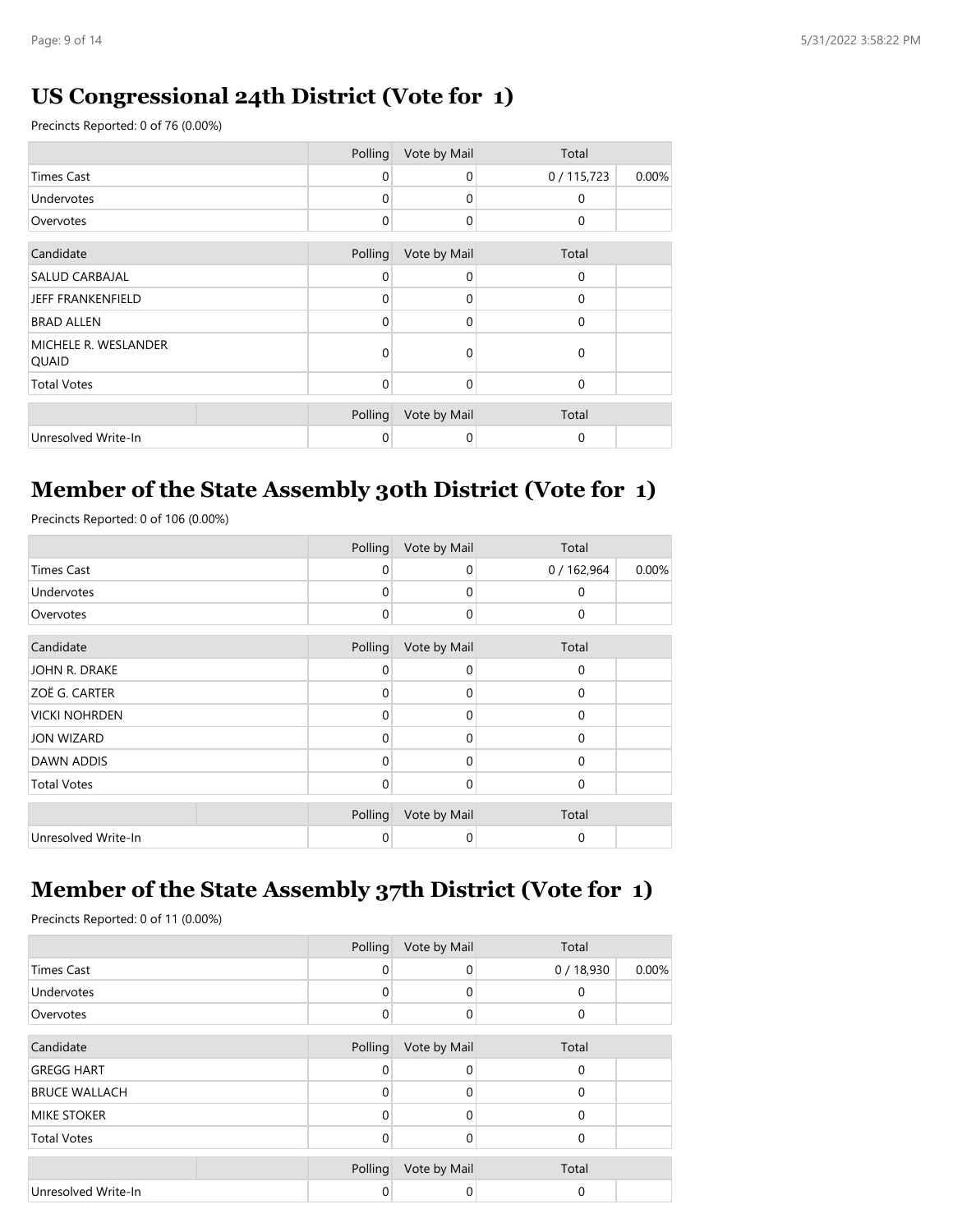## US Congressional 24th District (Vote for 1)

Precincts Reported: 0 of 76 (0.00%)

| | Polling | Vote by Mail | Total | |
|---|---|---|---|---|
| Times Cast | 0 | 0 | 0 / 115,723 | 0.00% |
| Undervotes | 0 | 0 | 0 | |
| Overvotes | 0 | 0 | 0 | |

| Candidate | Polling | Vote by Mail | Total | |
|---|---|---|---|---|
| SALUD CARBAJAL | 0 | 0 | 0 | |
| JEFF FRANKENFIELD | 0 | 0 | 0 | |
| BRAD ALLEN | 0 | 0 | 0 | |
| MICHELE R. WESLANDER QUAID | 0 | 0 | 0 | |
| Total Votes | 0 | 0 | 0 | |

| | | Polling | Vote by Mail | Total | |
|---|---|---|---|---|---|
| Unresolved Write-In | | 0 | 0 | 0 | |

## Member of the State Assembly 30th District (Vote for 1)

Precincts Reported: 0 of 106 (0.00%)

| | Polling | Vote by Mail | Total | |
|---|---|---|---|---|
| Times Cast | 0 | 0 | 0 / 162,964 | 0.00% |
| Undervotes | 0 | 0 | 0 | |
| Overvotes | 0 | 0 | 0 | |

| Candidate | Polling | Vote by Mail | Total | |
|---|---|---|---|---|
| JOHN R. DRAKE | 0 | 0 | 0 | |
| ZOË G. CARTER | 0 | 0 | 0 | |
| VICKI NOHRDEN | 0 | 0 | 0 | |
| JON WIZARD | 0 | 0 | 0 | |
| DAWN ADDIS | 0 | 0 | 0 | |
| Total Votes | 0 | 0 | 0 | |

| | | Polling | Vote by Mail | Total | |
|---|---|---|---|---|---|
| Unresolved Write-In | | 0 | 0 | 0 | |

## Member of the State Assembly 37th District (Vote for 1)

Precincts Reported: 0 of 11 (0.00%)

| | Polling | Vote by Mail | Total | |
|---|---|---|---|---|
| Times Cast | 0 | 0 | 0 / 18,930 | 0.00% |
| Undervotes | 0 | 0 | 0 | |
| Overvotes | 0 | 0 | 0 | |

| Candidate | Polling | Vote by Mail | Total | |
|---|---|---|---|---|
| GREGG HART | 0 | 0 | 0 | |
| BRUCE WALLACH | 0 | 0 | 0 | |
| MIKE STOKER | 0 | 0 | 0 | |
| Total Votes | 0 | 0 | 0 | |

| | | Polling | Vote by Mail | Total | |
|---|---|---|---|---|---|
| Unresolved Write-In | | 0 | 0 | 0 | |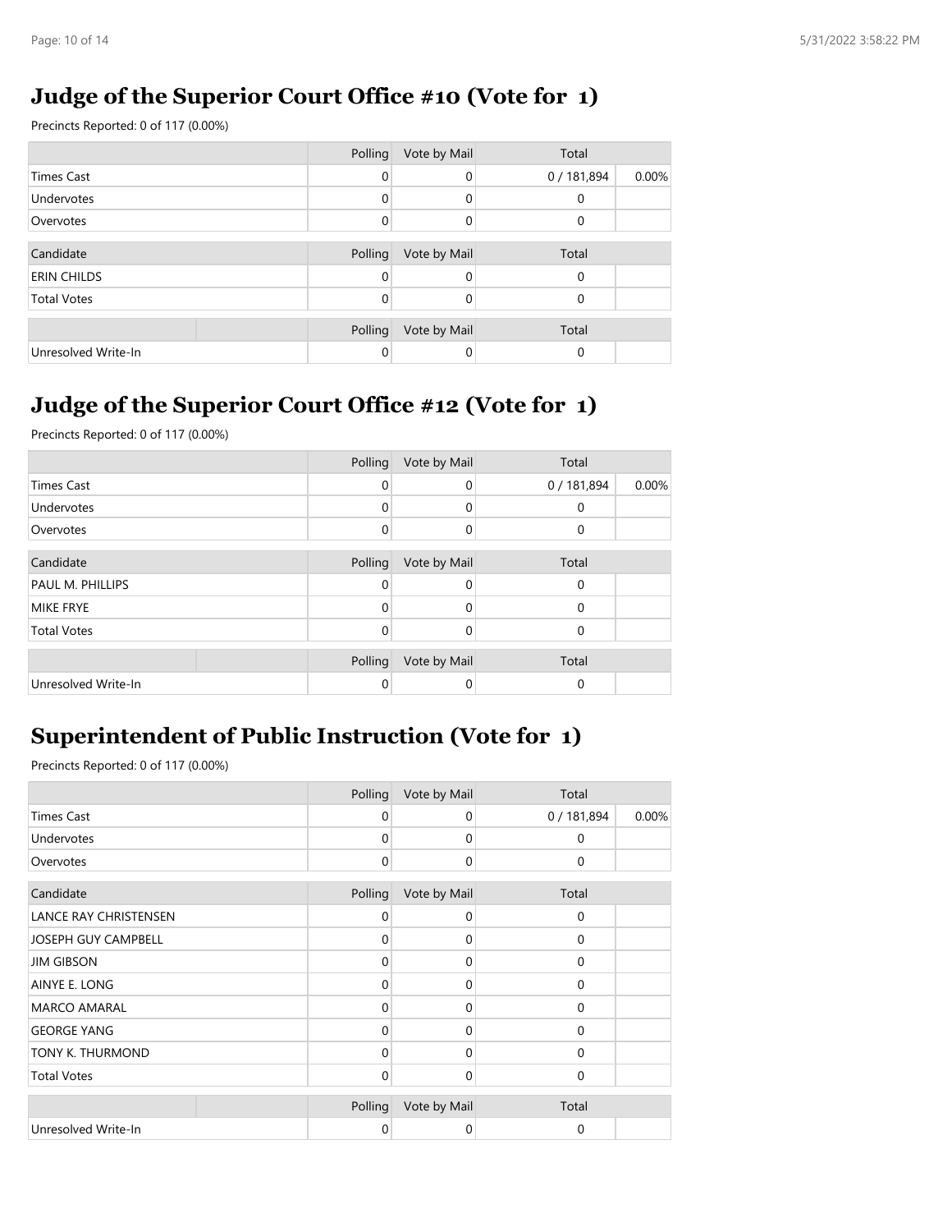## Judge of the Superior Court Office #10 (Vote for 1)

Precincts Reported: 0 of 117 (0.00%)

| | Polling | Vote by Mail | Total | |
|---|---|---|---|---|
| Times Cast | 0 | 0 | 0 / 181,894 | 0.00% |
| Undervotes | 0 | 0 | 0 | |
| Overvotes | 0 | 0 | 0 | |

| Candidate | Polling | Vote by Mail | Total | |
|---|---|---|---|---|
| ERIN CHILDS | 0 | 0 | 0 | |
| Total Votes | 0 | 0 | 0 | |

| | Polling | Vote by Mail | Total | |
|---|---|---|---|---|
| Unresolved Write-In | 0 | 0 | 0 | |

## Judge of the Superior Court Office #12 (Vote for 1)

Precincts Reported: 0 of 117 (0.00%)

| | Polling | Vote by Mail | Total | |
|---|---|---|---|---|
| Times Cast | 0 | 0 | 0 / 181,894 | 0.00% |
| Undervotes | 0 | 0 | 0 | |
| Overvotes | 0 | 0 | 0 | |

| Candidate | Polling | Vote by Mail | Total | |
|---|---|---|---|---|
| PAUL M. PHILLIPS | 0 | 0 | 0 | |
| MIKE FRYE | 0 | 0 | 0 | |
| Total Votes | 0 | 0 | 0 | |

| | Polling | Vote by Mail | Total | |
|---|---|---|---|---|
| Unresolved Write-In | 0 | 0 | 0 | |

## Superintendent of Public Instruction (Vote for 1)

Precincts Reported: 0 of 117 (0.00%)

| | Polling | Vote by Mail | Total | |
|---|---|---|---|---|
| Times Cast | 0 | 0 | 0 / 181,894 | 0.00% |
| Undervotes | 0 | 0 | 0 | |
| Overvotes | 0 | 0 | 0 | |

| Candidate | Polling | Vote by Mail | Total | |
|---|---|---|---|---|
| LANCE RAY CHRISTENSEN | 0 | 0 | 0 | |
| JOSEPH GUY CAMPBELL | 0 | 0 | 0 | |
| JIM GIBSON | 0 | 0 | 0 | |
| AINYE E. LONG | 0 | 0 | 0 | |
| MARCO AMARAL | 0 | 0 | 0 | |
| GEORGE YANG | 0 | 0 | 0 | |
| TONY K. THURMOND | 0 | 0 | 0 | |
| Total Votes | 0 | 0 | 0 | |

| | Polling | Vote by Mail | Total | |
|---|---|---|---|---|
| Unresolved Write-In | 0 | 0 | 0 | |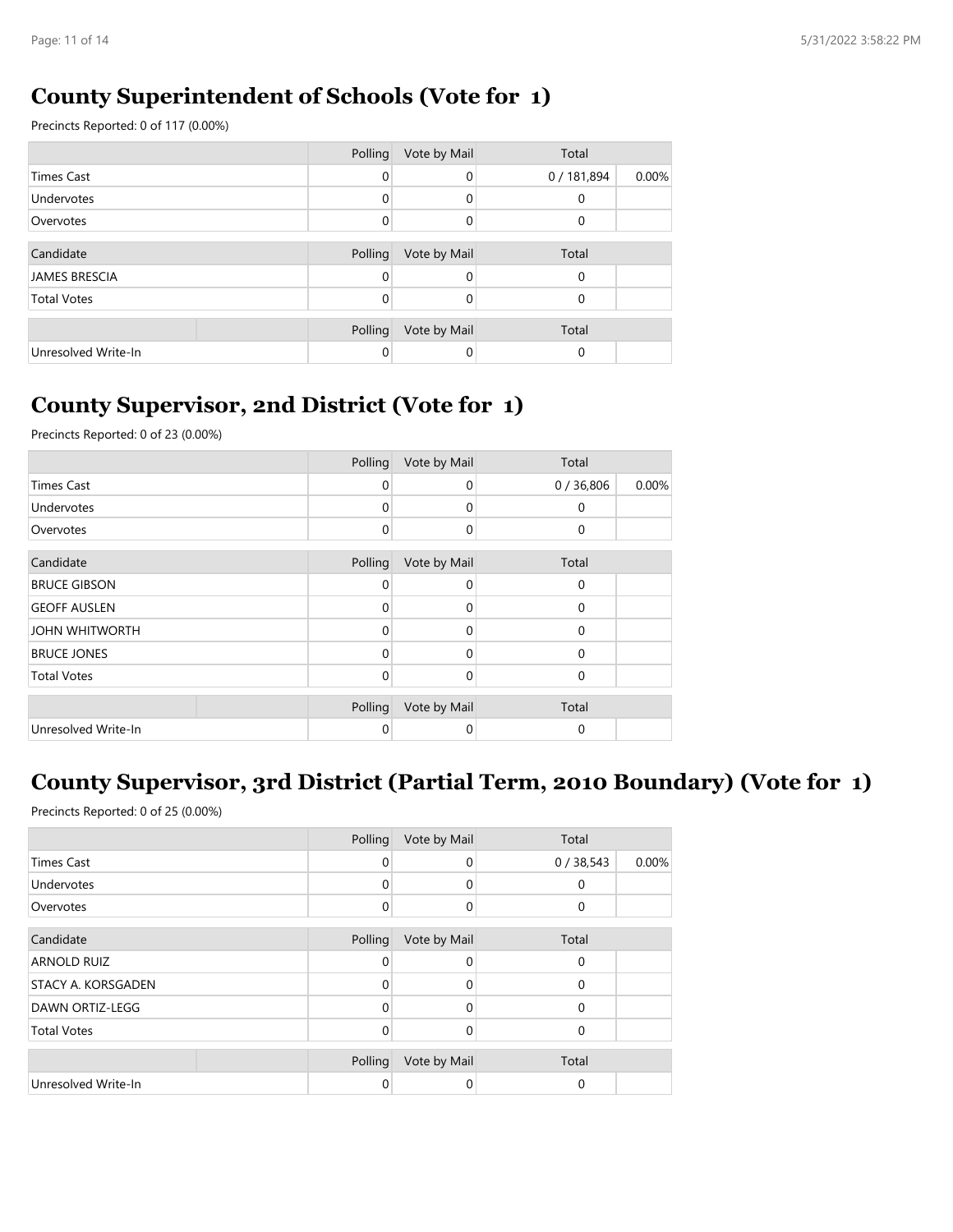## County Superintendent of Schools (Vote for 1)

Precincts Reported: 0 of 117 (0.00%)

| | Polling | Vote by Mail | Total | |
|---|---|---|---|---|
| Times Cast | 0 | 0 | 0 / 181,894 | 0.00% |
| Undervotes | 0 | 0 | 0 | |
| Overvotes | 0 | 0 | 0 | |

| Candidate | Polling | Vote by Mail | Total | |
|---|---|---|---|---|
| JAMES BRESCIA | 0 | 0 | 0 | |
| Total Votes | 0 | 0 | 0 | |

| | | Polling | Vote by Mail | Total | |
|---|---|---|---|---|---|
| Unresolved Write-In | | 0 | 0 | 0 | |

## County Supervisor, 2nd District (Vote for 1)

Precincts Reported: 0 of 23 (0.00%)

| | Polling | Vote by Mail | Total | |
|---|---|---|---|---|
| Times Cast | 0 | 0 | 0 / 36,806 | 0.00% |
| Undervotes | 0 | 0 | 0 | |
| Overvotes | 0 | 0 | 0 | |

| Candidate | Polling | Vote by Mail | Total | |
|---|---|---|---|---|
| BRUCE GIBSON | 0 | 0 | 0 | |
| GEOFF AUSLEN | 0 | 0 | 0 | |
| JOHN WHITWORTH | 0 | 0 | 0 | |
| BRUCE JONES | 0 | 0 | 0 | |
| Total Votes | 0 | 0 | 0 | |

| | | Polling | Vote by Mail | Total | |
|---|---|---|---|---|---|
| Unresolved Write-In | | 0 | 0 | 0 | |

## County Supervisor, 3rd District (Partial Term, 2010 Boundary) (Vote for 1)

Precincts Reported: 0 of 25 (0.00%)

| | Polling | Vote by Mail | Total | |
|---|---|---|---|---|
| Times Cast | 0 | 0 | 0 / 38,543 | 0.00% |
| Undervotes | 0 | 0 | 0 | |
| Overvotes | 0 | 0 | 0 | |

| Candidate | Polling | Vote by Mail | Total | |
|---|---|---|---|---|
| ARNOLD RUIZ | 0 | 0 | 0 | |
| STACY A. KORSGADEN | 0 | 0 | 0 | |
| DAWN ORTIZ-LEGG | 0 | 0 | 0 | |
| Total Votes | 0 | 0 | 0 | |

| | | Polling | Vote by Mail | Total | |
|---|---|---|---|---|---|
| Unresolved Write-In | | 0 | 0 | 0 | |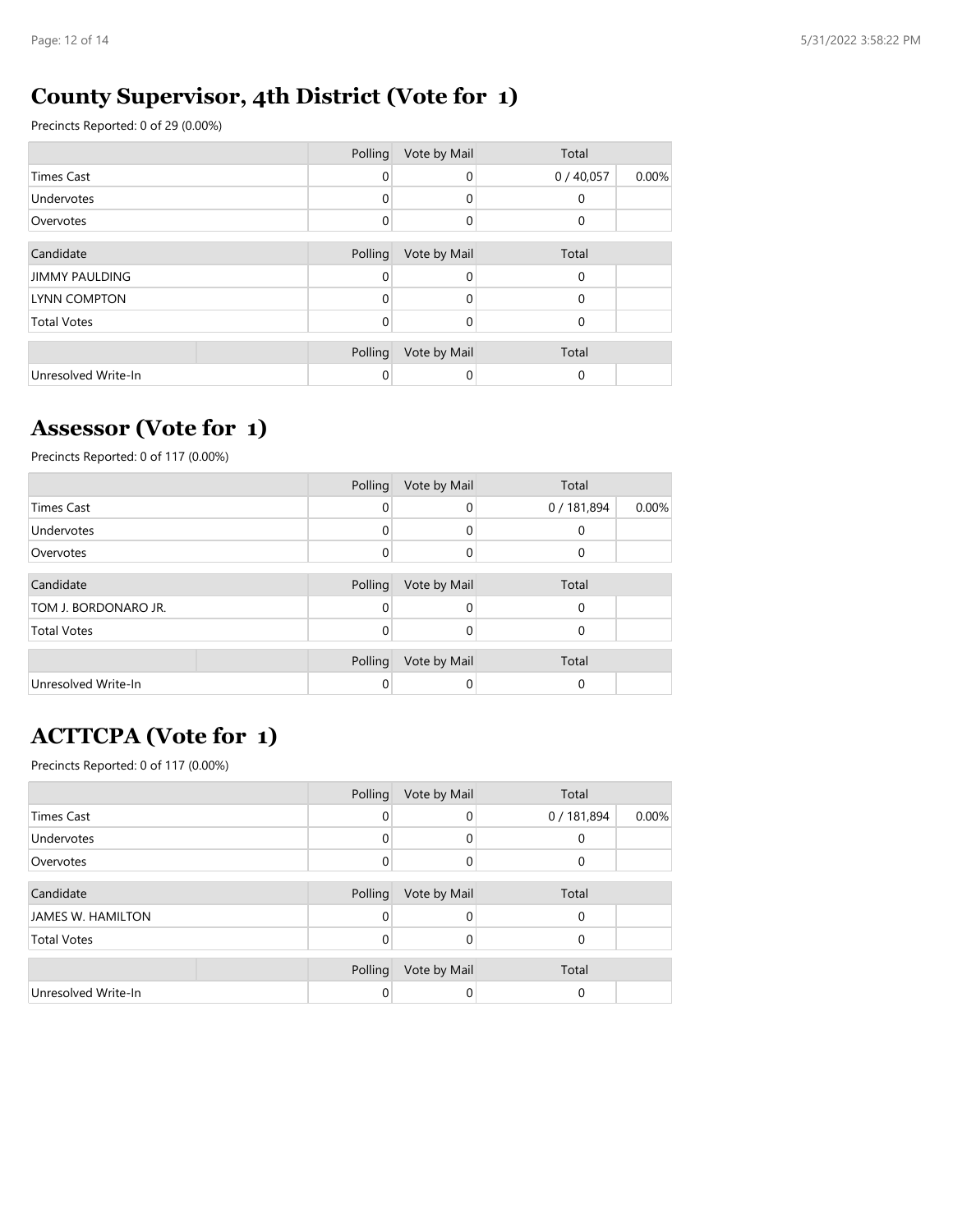## County Supervisor, 4th District (Vote for 1)

Precincts Reported: 0 of 29 (0.00%)

| | Polling | Vote by Mail | Total | |
|---|---|---|---|---|
| Times Cast | 0 | 0 | 0 / 40,057 | 0.00% |
| Undervotes | 0 | 0 | 0 | |
| Overvotes | 0 | 0 | 0 | |

| Candidate | Polling | Vote by Mail | Total | |
|---|---|---|---|---|
| JIMMY PAULDING | 0 | 0 | 0 | |
| LYNN COMPTON | 0 | 0 | 0 | |
| Total Votes | 0 | 0 | 0 | |

| | | Polling | Vote by Mail | Total | |
|---|---|---|---|---|---|
| Unresolved Write-In | | 0 | 0 | 0 | |

## Assessor (Vote for 1)

Precincts Reported: 0 of 117 (0.00%)

| | Polling | Vote by Mail | Total | |
|---|---|---|---|---|
| Times Cast | 0 | 0 | 0 / 181,894 | 0.00% |
| Undervotes | 0 | 0 | 0 | |
| Overvotes | 0 | 0 | 0 | |

| Candidate | Polling | Vote by Mail | Total | |
|---|---|---|---|---|
| TOM J. BORDONARO JR. | 0 | 0 | 0 | |
| Total Votes | 0 | 0 | 0 | |

| | | Polling | Vote by Mail | Total | |
|---|---|---|---|---|---|
| Unresolved Write-In | | 0 | 0 | 0 | |

## ACTTCPA (Vote for 1)

Precincts Reported: 0 of 117 (0.00%)

| | Polling | Vote by Mail | Total | |
|---|---|---|---|---|
| Times Cast | 0 | 0 | 0 / 181,894 | 0.00% |
| Undervotes | 0 | 0 | 0 | |
| Overvotes | 0 | 0 | 0 | |

| Candidate | Polling | Vote by Mail | Total | |
|---|---|---|---|---|
| JAMES W. HAMILTON | 0 | 0 | 0 | |
| Total Votes | 0 | 0 | 0 | |

| | | Polling | Vote by Mail | Total | |
|---|---|---|---|---|---|
| Unresolved Write-In | | 0 | 0 | 0 | |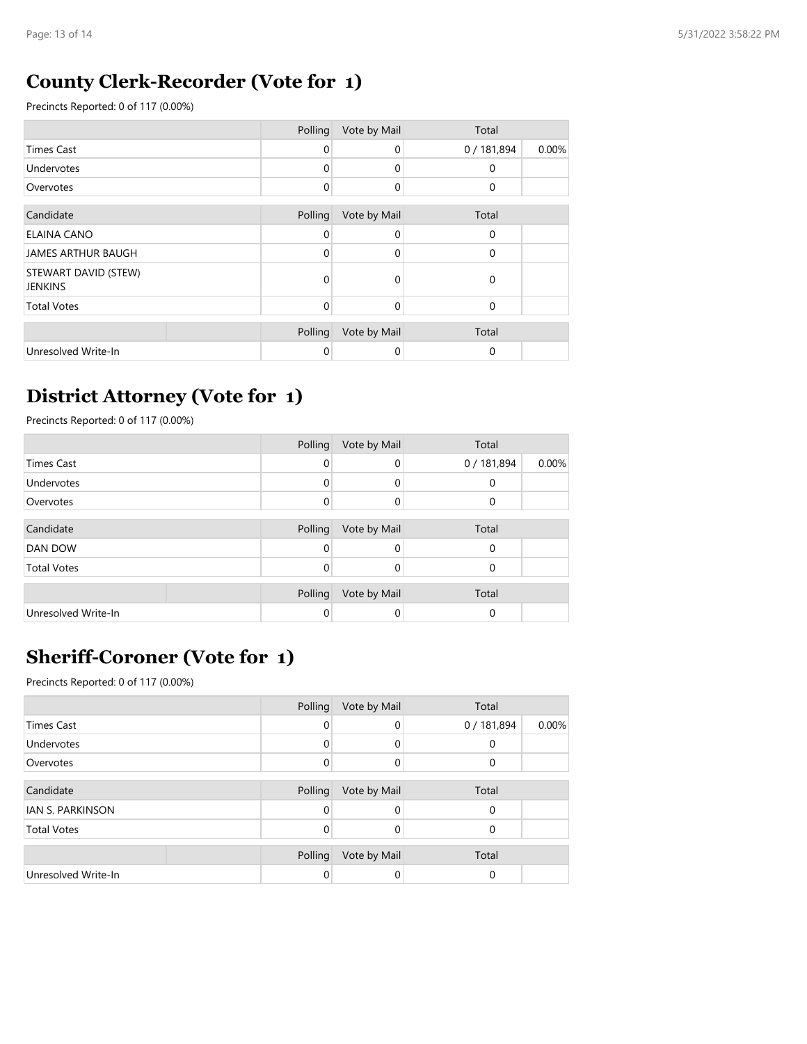## County Clerk-Recorder (Vote for 1)

Precincts Reported: 0 of 117 (0.00%)

| | Polling | Vote by Mail | Total | |
|---|---|---|---|---|
| Times Cast | 0 | 0 | 0 / 181,894 | 0.00% |
| Undervotes | 0 | 0 | 0 | |
| Overvotes | 0 | 0 | 0 | |

| Candidate | Polling | Vote by Mail | Total | |
|---|---|---|---|---|
| ELAINA CANO | 0 | 0 | 0 | |
| JAMES ARTHUR BAUGH | 0 | 0 | 0 | |
| STEWART DAVID (STEW) JENKINS | 0 | 0 | 0 | |
| Total Votes | 0 | 0 | 0 | |

| | | Polling | Vote by Mail | Total | |
|---|---|---|---|---|---|
| Unresolved Write-In | | 0 | 0 | 0 | |

## District Attorney (Vote for 1)

Precincts Reported: 0 of 117 (0.00%)

| | Polling | Vote by Mail | Total | |
|---|---|---|---|---|
| Times Cast | 0 | 0 | 0 / 181,894 | 0.00% |
| Undervotes | 0 | 0 | 0 | |
| Overvotes | 0 | 0 | 0 | |

| Candidate | Polling | Vote by Mail | Total | |
|---|---|---|---|---|
| DAN DOW | 0 | 0 | 0 | |
| Total Votes | 0 | 0 | 0 | |

| | | Polling | Vote by Mail | Total | |
|---|---|---|---|---|---|
| Unresolved Write-In | | 0 | 0 | 0 | |

## Sheriff-Coroner (Vote for 1)

Precincts Reported: 0 of 117 (0.00%)

| | Polling | Vote by Mail | Total | |
|---|---|---|---|---|
| Times Cast | 0 | 0 | 0 / 181,894 | 0.00% |
| Undervotes | 0 | 0 | 0 | |
| Overvotes | 0 | 0 | 0 | |

| Candidate | Polling | Vote by Mail | Total | |
|---|---|---|---|---|
| IAN S. PARKINSON | 0 | 0 | 0 | |
| Total Votes | 0 | 0 | 0 | |

| | | Polling | Vote by Mail | Total | |
|---|---|---|---|---|---|
| Unresolved Write-In | | 0 | 0 | 0 | |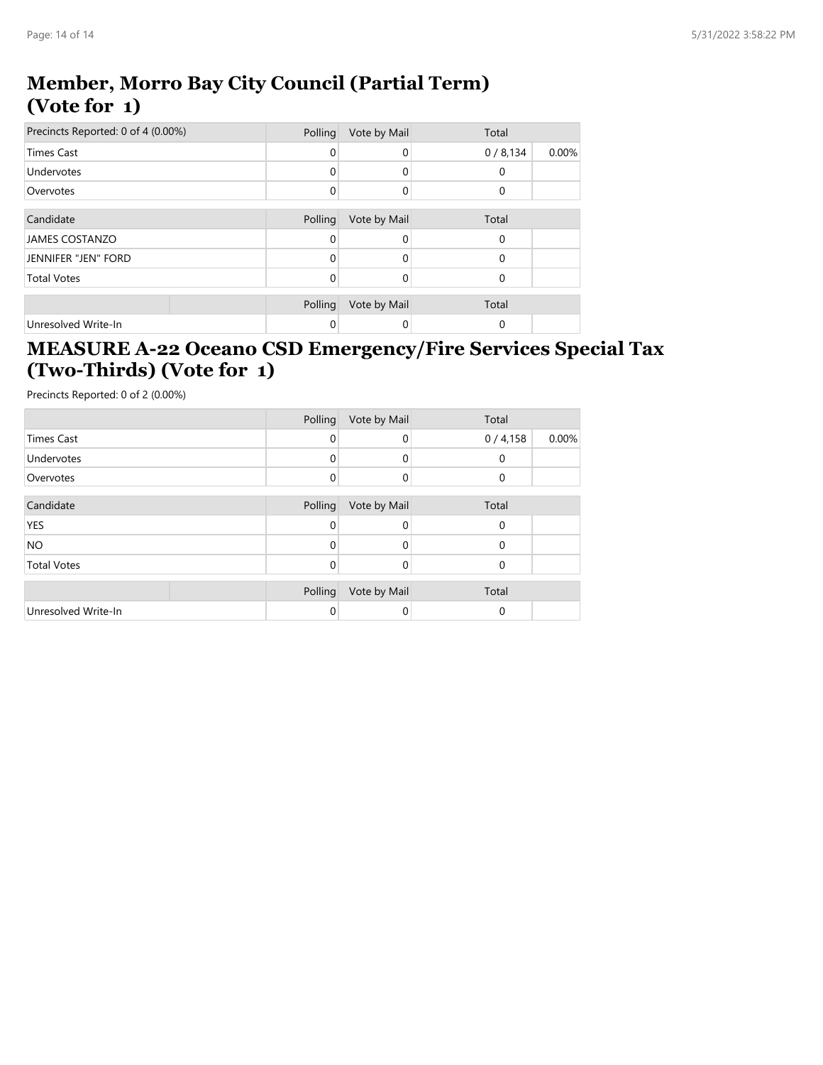## Member, Morro Bay City Council (Partial Term) (Vote for 1)

| Precincts Reported: 0 of 4 (0.00%) | Polling | Vote by Mail | Total | |
|---|---|---|---|---|
| Times Cast | 0 | 0 | 0 / 8,134 | 0.00% |
| Undervotes | 0 | 0 | 0 | |
| Overvotes | 0 | 0 | 0 | |

| Candidate | Polling | Vote by Mail | Total | |
|---|---|---|---|---|
| JAMES COSTANZO | 0 | 0 | 0 | |
| JENNIFER "JEN" FORD | 0 | 0 | 0 | |
| Total Votes | 0 | 0 | 0 | |

| | Polling | Vote by Mail | Total | |
|---|---|---|---|---|
| Unresolved Write-In | 0 | 0 | 0 | |

## MEASURE A-22 Oceano CSD Emergency/Fire Services Special Tax (Two-Thirds) (Vote for 1)

Precincts Reported: 0 of 2 (0.00%)

| | Polling | Vote by Mail | Total | |
|---|---|---|---|---|
| Times Cast | 0 | 0 | 0 / 4,158 | 0.00% |
| Undervotes | 0 | 0 | 0 | |
| Overvotes | 0 | 0 | 0 | |

| Candidate | Polling | Vote by Mail | Total | |
|---|---|---|---|---|
| YES | 0 | 0 | 0 | |
| NO | 0 | 0 | 0 | |
| Total Votes | 0 | 0 | 0 | |

| | Polling | Vote by Mail | Total | |
|---|---|---|---|---|
| Unresolved Write-In | 0 | 0 | 0 | |